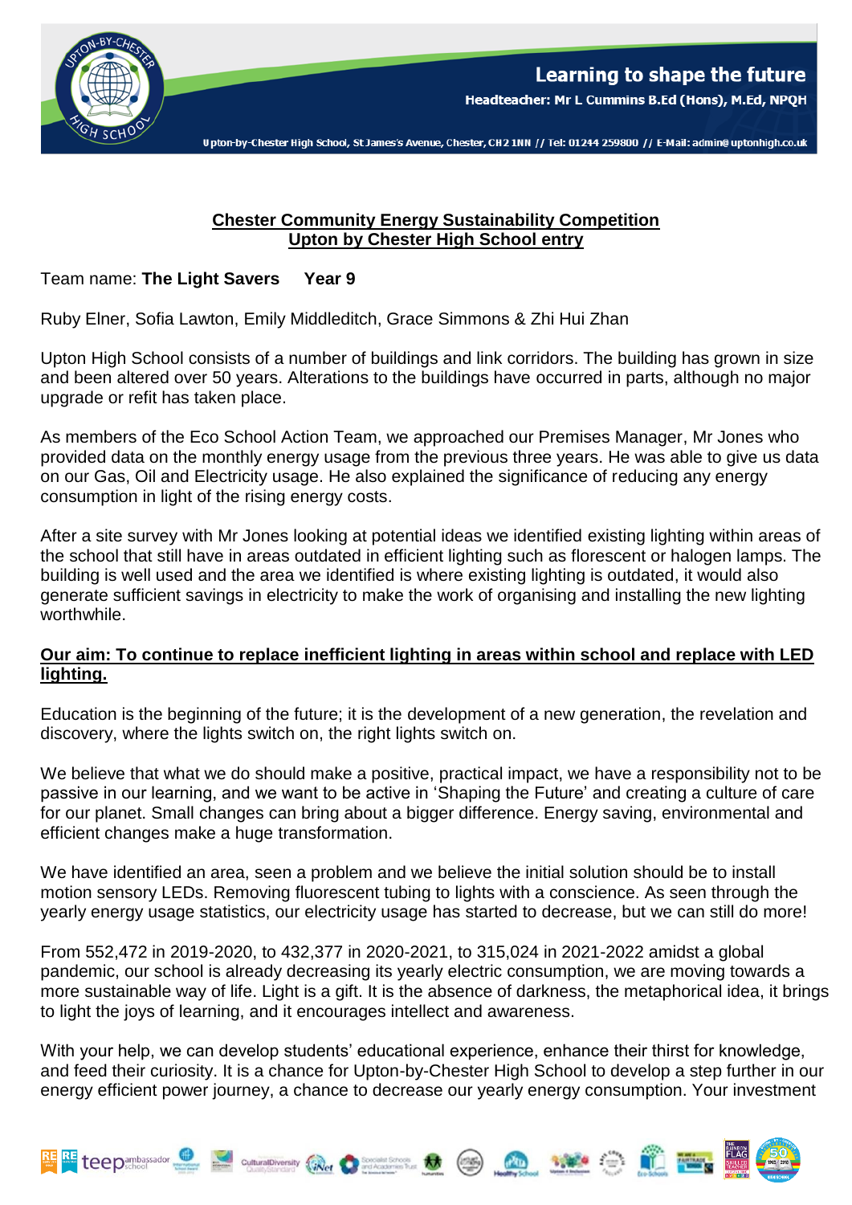## Chester Community Energy Sustainability Competition
## Upton by Chester High School entry

Team name: **The Light Savers Year 9**

Ruby Elner, Sofia Lawton, Emily Middleditch, Grace Simmons & Zhi Hui Zhan

Upton High School consists of a number of buildings and link corridors. The building has grown in size and been altered over 50 years. Alterations to the buildings have occurred in parts, although no major upgrade or refit has taken place.

As members of the Eco School Action Team, we approached our Premises Manager, Mr Jones who provided data on the monthly energy usage from the previous three years. He was able to give us data on our Gas, Oil and Electricity usage. He also explained the significance of reducing any energy consumption in light of the rising energy costs.

After a site survey with Mr Jones looking at potential ideas we identified existing lighting within areas of the school that still have in areas outdated in efficient lighting such as florescent or halogen lamps. The building is well used and the area we identified is where existing lighting is outdated, it would also generate sufficient savings in electricity to make the work of organising and installing the new lighting worthwhile.

**Our aim: To continue to replace inefficient lighting in areas within school and replace with LED lighting.**

Education is the beginning of the future; it is the development of a new generation, the revelation and discovery, where the lights switch on, the right lights switch on.

We believe that what we do should make a positive, practical impact, we have a responsibility not to be passive in our learning, and we want to be active in 'Shaping the Future' and creating a culture of care for our planet. Small changes can bring about a bigger difference. Energy saving, environmental and efficient changes make a huge transformation.

We have identified an area, seen a problem and we believe the initial solution should be to install motion sensory LEDs. Removing fluorescent tubing to lights with a conscience. As seen through the yearly energy usage statistics, our electricity usage has started to decrease, but we can still do more!

From 552,472 in 2019-2020, to 432,377 in 2020-2021, to 315,024 in 2021-2022 amidst a global pandemic, our school is already decreasing its yearly electric consumption, we are moving towards a more sustainable way of life. Light is a gift. It is the absence of darkness, the metaphorical idea, it brings to light the joys of learning, and it encourages intellect and awareness.

With your help, we can develop students' educational experience, enhance their thirst for knowledge, and feed their curiosity. It is a chance for Upton-by-Chester High School to develop a step further in our energy efficient power journey, a chance to decrease our yearly energy consumption. Your investment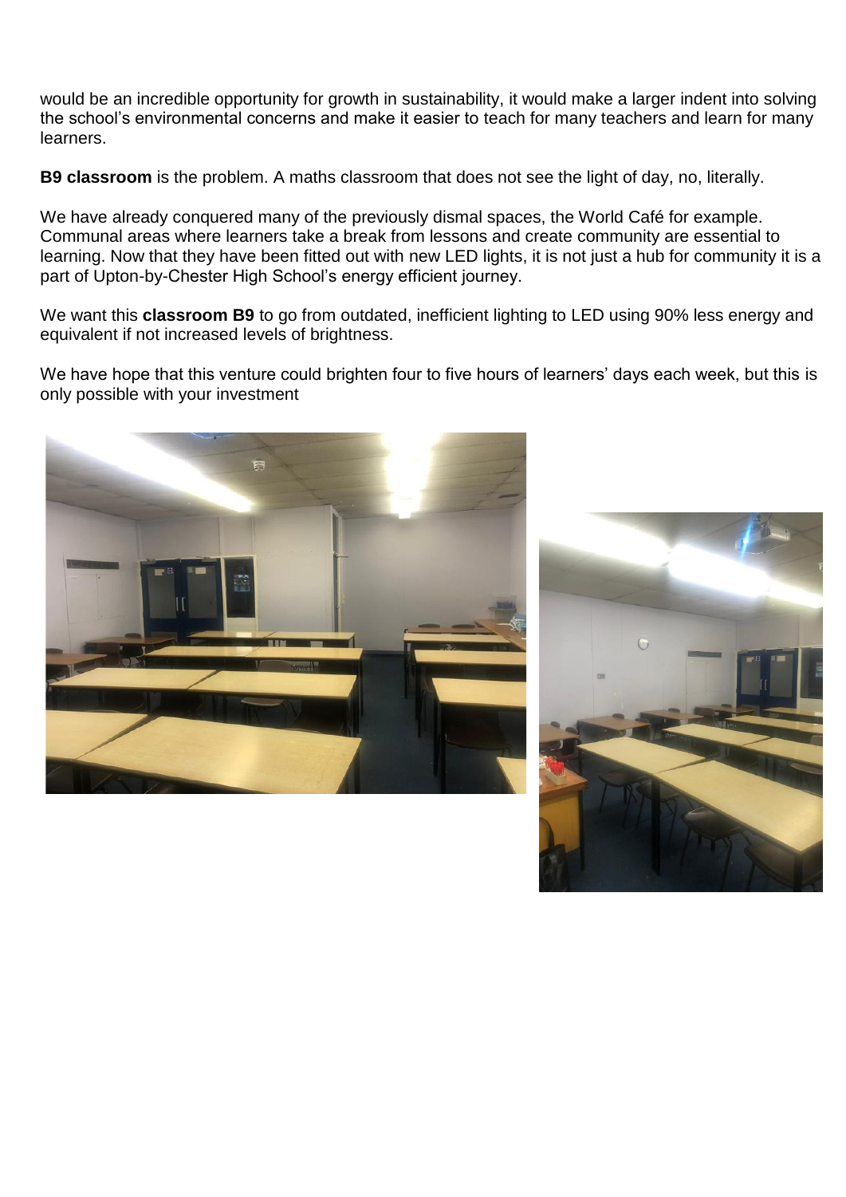would be an incredible opportunity for growth in sustainability, it would make a larger indent into solving the school's environmental concerns and make it easier to teach for many teachers and learn for many learners.

**B9 classroom** is the problem. A maths classroom that does not see the light of day, no, literally.

We have already conquered many of the previously dismal spaces, the World Café for example. Communal areas where learners take a break from lessons and create community are essential to learning. Now that they have been fitted out with new LED lights, it is not just a hub for community it is a part of Upton-by-Chester High School's energy efficient journey.

We want this **classroom B9** to go from outdated, inefficient lighting to LED using 90% less energy and equivalent if not increased levels of brightness.

We have hope that this venture could brighten four to five hours of learners' days each week, but this is only possible with your investment